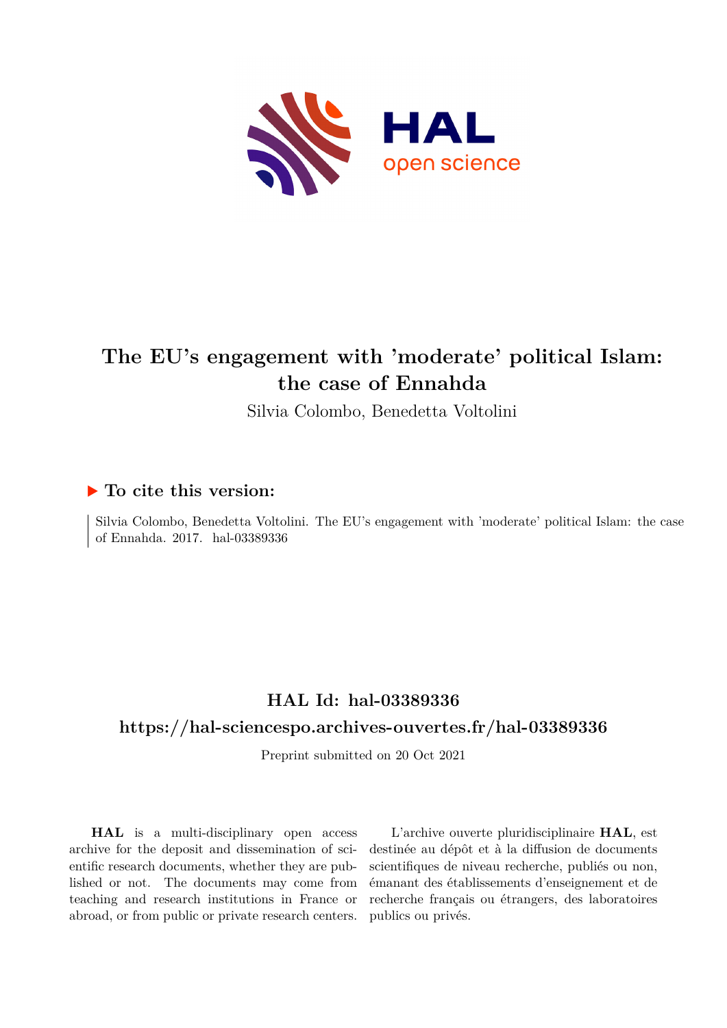# The EU's engagement with 'moderate' political Islam: the case of Ennahda

Silvia Colombo, Benedetta Voltolini

## ▶ To cite this version:

Silvia Colombo, Benedetta Voltolini. The EU's engagement with 'moderate' political Islam: the case of Ennahda. 2017. hal-03389336

## HAL Id: hal-03389336

## https://hal-sciencespo.archives-ouvertes.fr/hal-03389336

Preprint submitted on 20 Oct 2021

**HAL** is a multi-disciplinary open access archive for the deposit and dissemination of scientific research documents, whether they are published or not. The documents may come from teaching and research institutions in France or abroad, or from public or private research centers.

L'archive ouverte pluridisciplinaire **HAL**, est destinée au dépôt et à la diffusion de documents scientifiques de niveau recherche, publiés ou non, émanant des établissements d'enseignement et de recherche français ou étrangers, des laboratoires publics ou privés.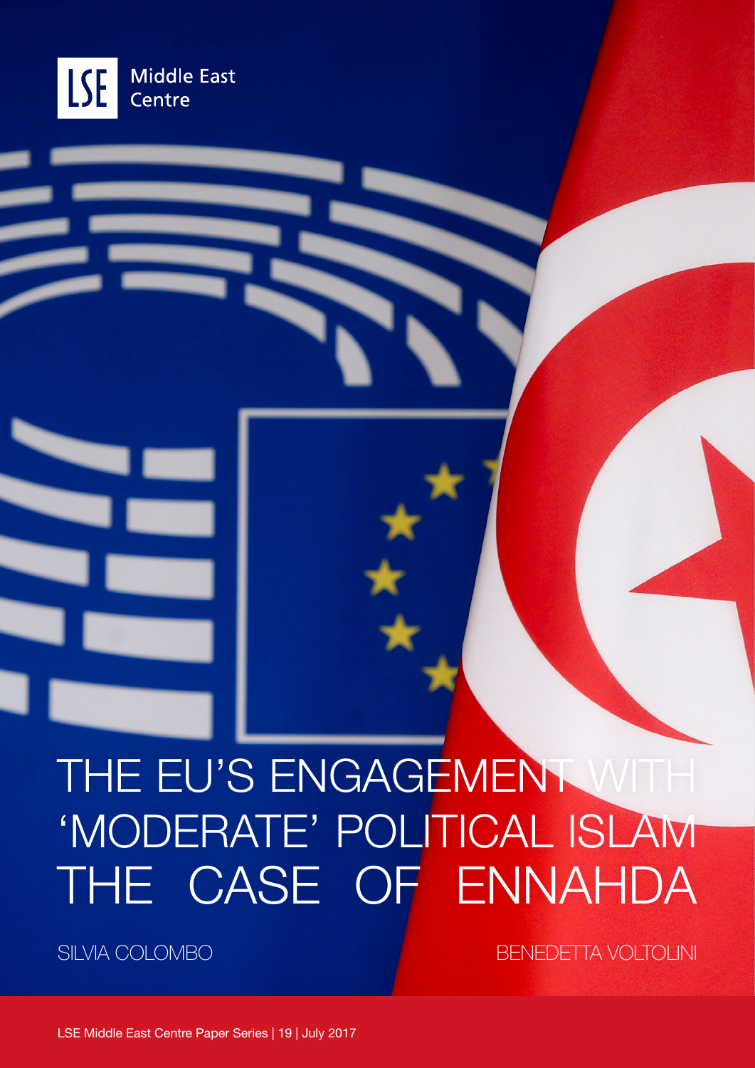LSE Middle East Centre

# THE EU'S ENGAGEMENT WITH 'MODERATE' POLITICAL ISLAM THE CASE OF ENNAHDA

SILVIA COLOMBO

BENEDETTA VOLTOLINI

LSE Middle East Centre Paper Series | 19 | July 2017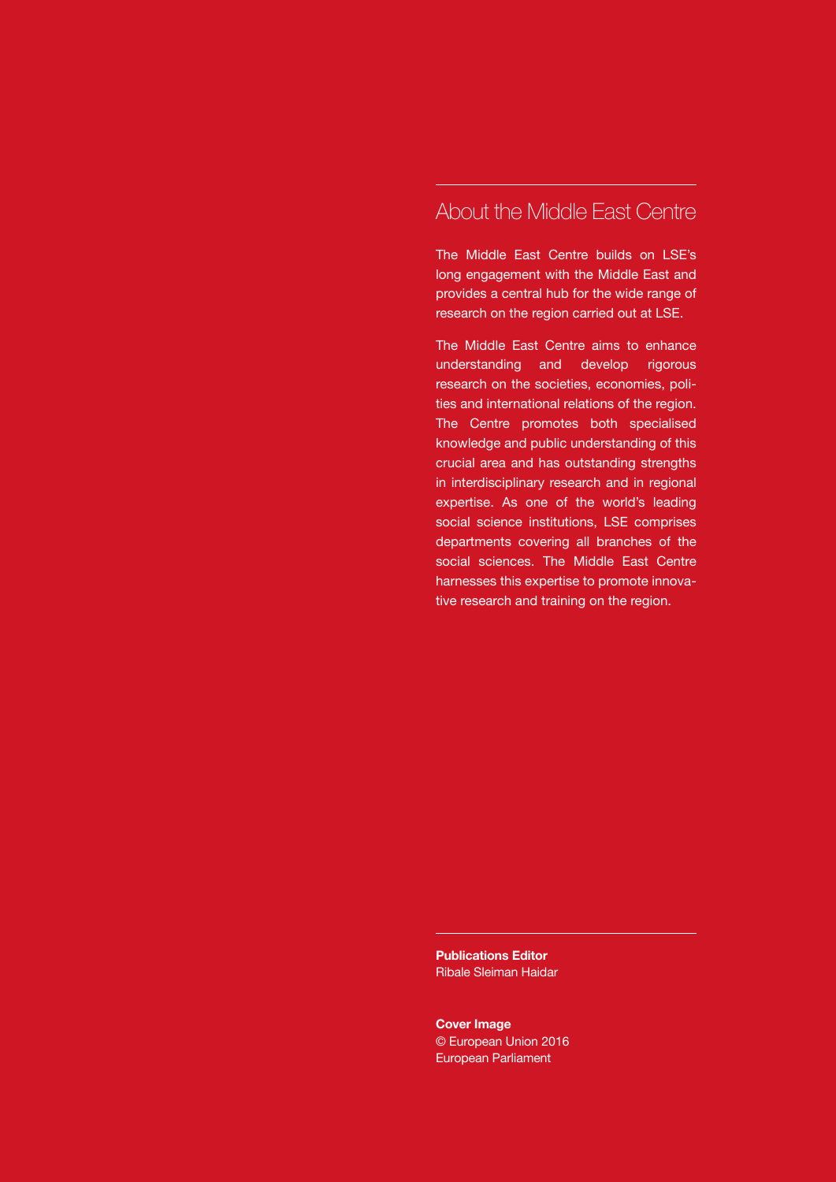## About the Middle East Centre

The Middle East Centre builds on LSE's long engagement with the Middle East and provides a central hub for the wide range of research on the region carried out at LSE.

The Middle East Centre aims to enhance understanding and develop rigorous research on the societies, economies, polities and international relations of the region. The Centre promotes both specialised knowledge and public understanding of this crucial area and has outstanding strengths in interdisciplinary research and in regional expertise. As one of the world's leading social science institutions, LSE comprises departments covering all branches of the social sciences. The Middle East Centre harnesses this expertise to promote innovative research and training on the region.

**Publications Editor**
Ribale Sleiman Haidar

**Cover Image**
© European Union 2016
European Parliament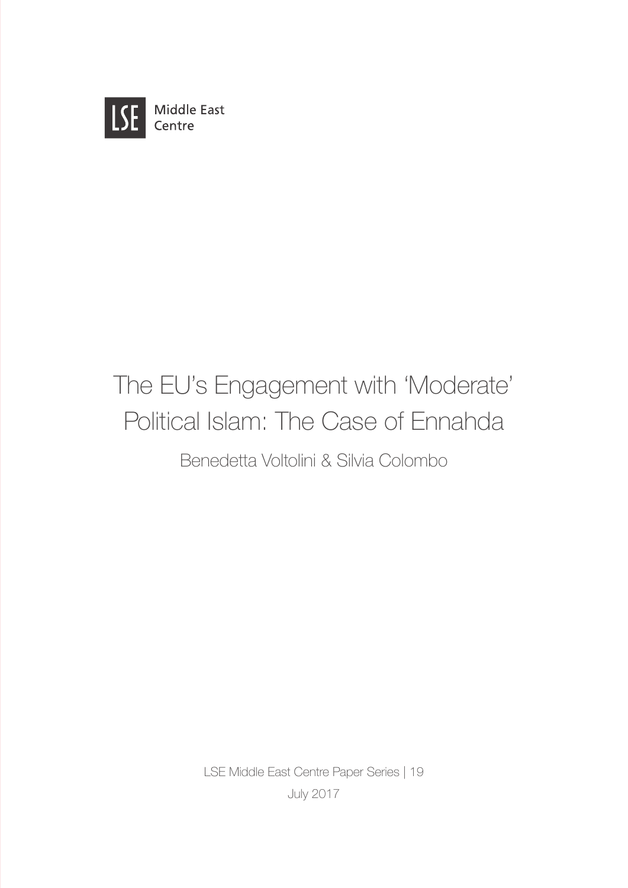LSE Middle East Centre

# The EU's Engagement with 'Moderate' Political Islam: The Case of Ennahda

Benedetta Voltolini & Silvia Colombo

LSE Middle East Centre Paper Series | 19

July 2017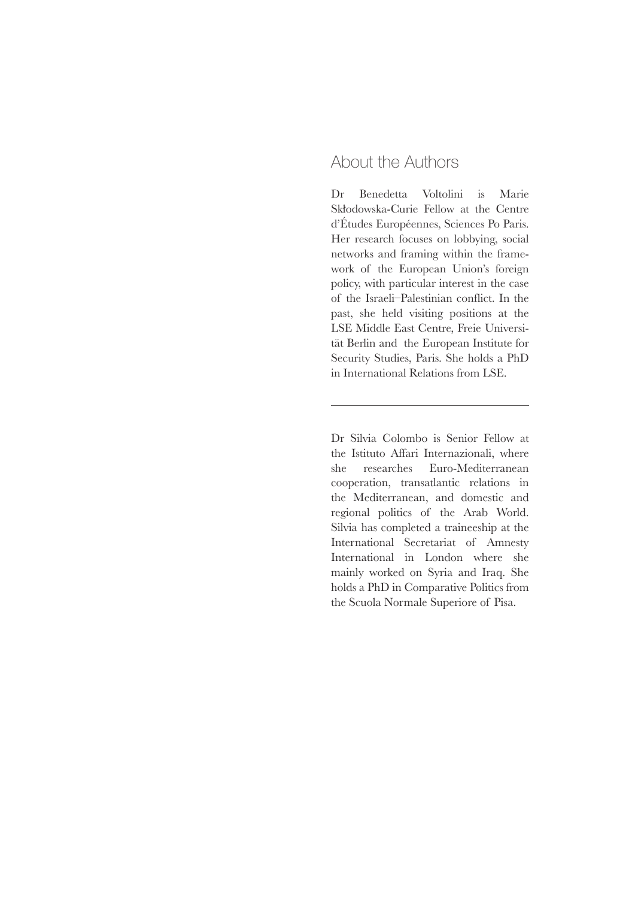## About the Authors

Dr Benedetta Voltolini is Marie Skłodowska-Curie Fellow at the Centre d'Études Européennes, Sciences Po Paris. Her research focuses on lobbying, social networks and framing within the framework of the European Union's foreign policy, with particular interest in the case of the Israeli–Palestinian conflict. In the past, she held visiting positions at the LSE Middle East Centre, Freie Universität Berlin and the European Institute for Security Studies, Paris. She holds a PhD in International Relations from LSE.

---

Dr Silvia Colombo is Senior Fellow at the Istituto Affari Internazionali, where she researches Euro-Mediterranean cooperation, transatlantic relations in the Mediterranean, and domestic and regional politics of the Arab World. Silvia has completed a traineeship at the International Secretariat of Amnesty International in London where she mainly worked on Syria and Iraq. She holds a PhD in Comparative Politics from the Scuola Normale Superiore of Pisa.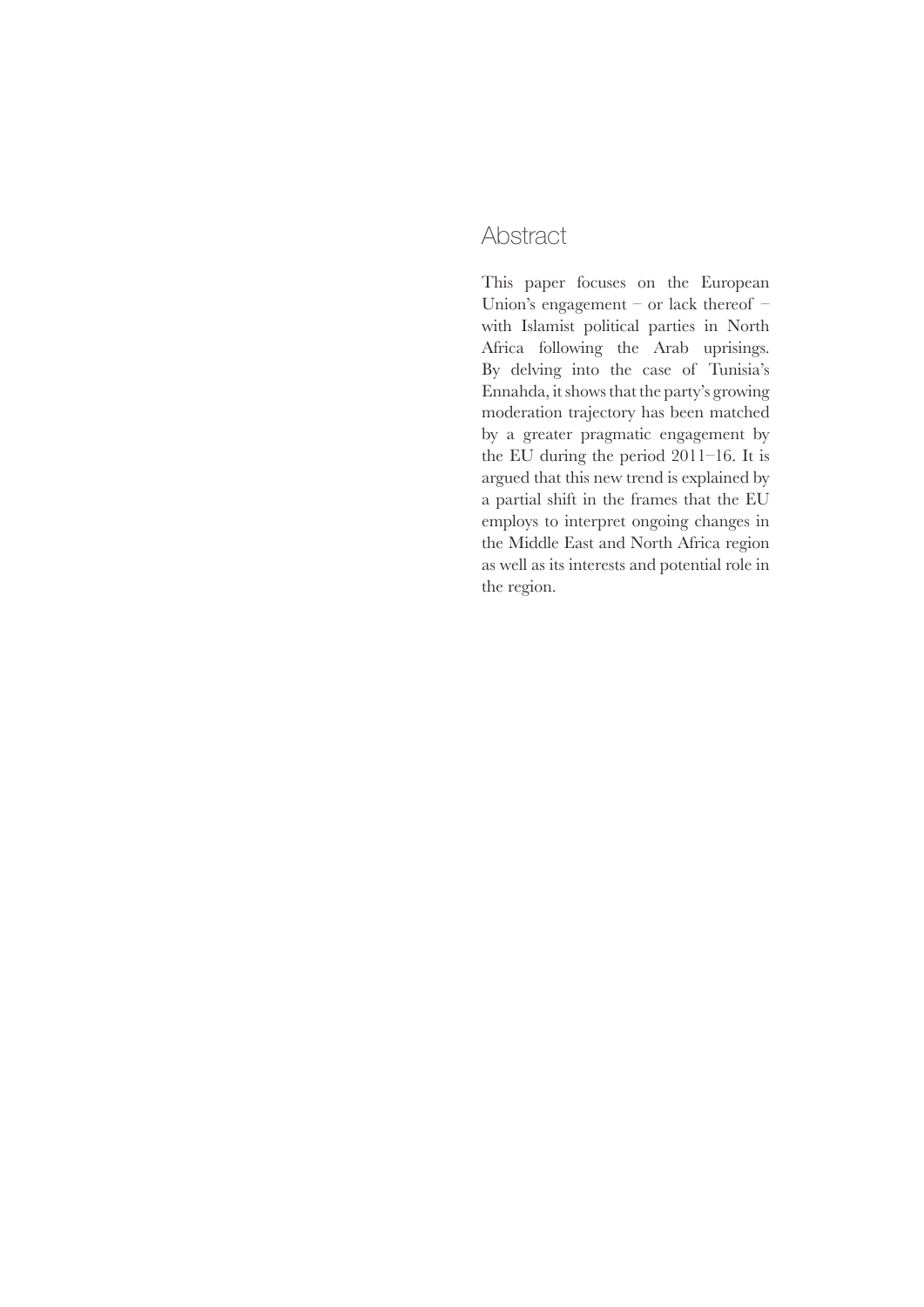## Abstract

This paper focuses on the European Union's engagement – or lack thereof – with Islamist political parties in North Africa following the Arab uprisings. By delving into the case of Tunisia's Ennahda, it shows that the party's growing moderation trajectory has been matched by a greater pragmatic engagement by the EU during the period 2011–16. It is argued that this new trend is explained by a partial shift in the frames that the EU employs to interpret ongoing changes in the Middle East and North Africa region as well as its interests and potential role in the region.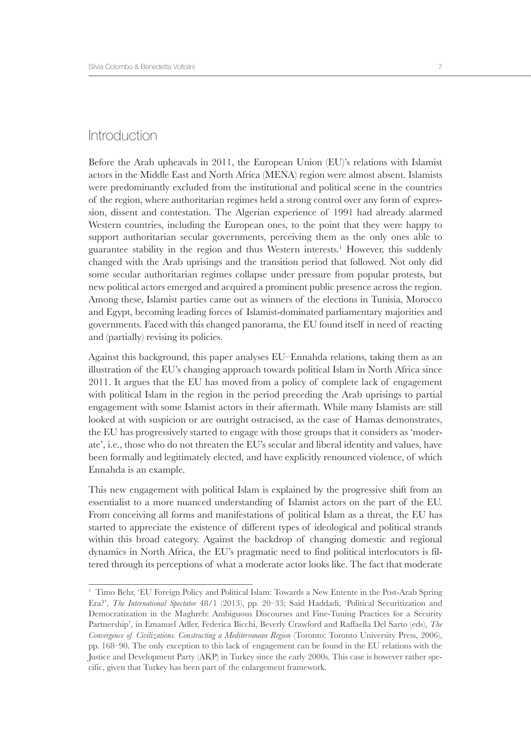## Introduction

Before the Arab upheavals in 2011, the European Union (EU)'s relations with Islamist actors in the Middle East and North Africa (MENA) region were almost absent. Islamists were predominantly excluded from the institutional and political scene in the countries of the region, where authoritarian regimes held a strong control over any form of expression, dissent and contestation. The Algerian experience of 1991 had already alarmed Western countries, including the European ones, to the point that they were happy to support authoritarian secular governments, perceiving them as the only ones able to guarantee stability in the region and thus Western interests.[1] However, this suddenly changed with the Arab uprisings and the transition period that followed. Not only did some secular authoritarian regimes collapse under pressure from popular protests, but new political actors emerged and acquired a prominent public presence across the region. Among these, Islamist parties came out as winners of the elections in Tunisia, Morocco and Egypt, becoming leading forces of Islamist-dominated parliamentary majorities and governments. Faced with this changed panorama, the EU found itself in need of reacting and (partially) revising its policies.

Against this background, this paper analyses EU–Ennahda relations, taking them as an illustration of the EU's changing approach towards political Islam in North Africa since 2011. It argues that the EU has moved from a policy of complete lack of engagement with political Islam in the region in the period preceding the Arab uprisings to partial engagement with some Islamist actors in their aftermath. While many Islamists are still looked at with suspicion or are outright ostracised, as the case of Hamas demonstrates, the EU has progressively started to engage with those groups that it considers as 'moderate', i.e., those who do not threaten the EU's secular and liberal identity and values, have been formally and legitimately elected, and have explicitly renounced violence, of which Ennahda is an example.

This new engagement with political Islam is explained by the progressive shift from an essentialist to a more nuanced understanding of Islamist actors on the part of the EU. From conceiving all forms and manifestations of political Islam as a threat, the EU has started to appreciate the existence of different types of ideological and political strands within this broad category. Against the backdrop of changing domestic and regional dynamics in North Africa, the EU's pragmatic need to find political interlocutors is filtered through its perceptions of what a moderate actor looks like. The fact that moderate

---

[1] Timo Behr, 'EU Foreign Policy and Political Islam: Towards a New Entente in the Post-Arab Spring Era?', *The International Spectator* 48/1 (2013), pp. 20–33; Said Haddadi, 'Political Securitization and Democratization in the Maghreb: Ambiguous Discourses and Fine-Tuning Practices for a Security Partnership', in Emanuel Adler, Federica Bicchi, Beverly Crawford and Raffaella Del Sarto (eds), *The Convergence of Civilizations. Constructing a Mediterranean Region* (Toronto: Toronto University Press, 2006), pp. 168–90. The only exception to this lack of engagement can be found in the EU relations with the Justice and Development Party (AKP) in Turkey since the early 2000s. This case is however rather specific, given that Turkey has been part of the enlargement framework.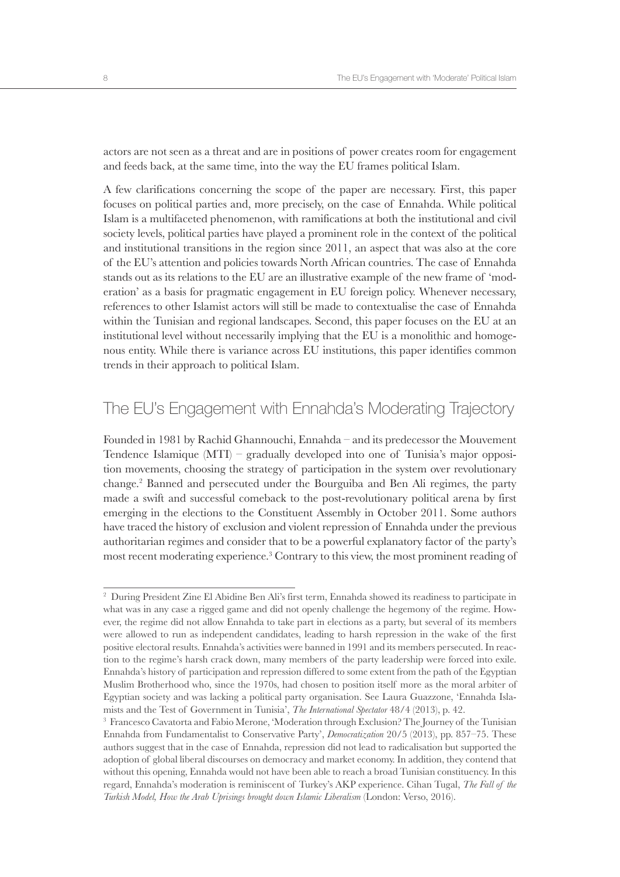actors are not seen as a threat and are in positions of power creates room for engagement and feeds back, at the same time, into the way the EU frames political Islam.

A few clarifications concerning the scope of the paper are necessary. First, this paper focuses on political parties and, more precisely, on the case of Ennahda. While political Islam is a multifaceted phenomenon, with ramifications at both the institutional and civil society levels, political parties have played a prominent role in the context of the political and institutional transitions in the region since 2011, an aspect that was also at the core of the EU's attention and policies towards North African countries. The case of Ennahda stands out as its relations to the EU are an illustrative example of the new frame of 'moderation' as a basis for pragmatic engagement in EU foreign policy. Whenever necessary, references to other Islamist actors will still be made to contextualise the case of Ennahda within the Tunisian and regional landscapes. Second, this paper focuses on the EU at an institutional level without necessarily implying that the EU is a monolithic and homogenous entity. While there is variance across EU institutions, this paper identifies common trends in their approach to political Islam.

## The EU's Engagement with Ennahda's Moderating Trajectory

Founded in 1981 by Rachid Ghannouchi, Ennahda – and its predecessor the Mouvement Tendence Islamique (MTI) – gradually developed into one of Tunisia's major opposition movements, choosing the strategy of participation in the system over revolutionary change.[2] Banned and persecuted under the Bourguiba and Ben Ali regimes, the party made a swift and successful comeback to the post-revolutionary political arena by first emerging in the elections to the Constituent Assembly in October 2011. Some authors have traced the history of exclusion and violent repression of Ennahda under the previous authoritarian regimes and consider that to be a powerful explanatory factor of the party's most recent moderating experience.[3] Contrary to this view, the most prominent reading of

---

[2] During President Zine El Abidine Ben Ali's first term, Ennahda showed its readiness to participate in what was in any case a rigged game and did not openly challenge the hegemony of the regime. However, the regime did not allow Ennahda to take part in elections as a party, but several of its members were allowed to run as independent candidates, leading to harsh repression in the wake of the first positive electoral results. Ennahda's activities were banned in 1991 and its members persecuted. In reaction to the regime's harsh crack down, many members of the party leadership were forced into exile. Ennahda's history of participation and repression differed to some extent from the path of the Egyptian Muslim Brotherhood who, since the 1970s, had chosen to position itself more as the moral arbiter of Egyptian society and was lacking a political party organisation. See Laura Guazzone, 'Ennahda Islamists and the Test of Government in Tunisia', *The International Spectator* 48/4 (2013), p. 42.

[3] Francesco Cavatorta and Fabio Merone, 'Moderation through Exclusion? The Journey of the Tunisian Ennahda from Fundamentalist to Conservative Party', *Democratization* 20/5 (2013), pp. 857–75. These authors suggest that in the case of Ennahda, repression did not lead to radicalisation but supported the adoption of global liberal discourses on democracy and market economy. In addition, they contend that without this opening, Ennahda would not have been able to reach a broad Tunisian constituency. In this regard, Ennahda's moderation is reminiscent of Turkey's AKP experience. Cihan Tugal, *The Fall of the Turkish Model, How the Arab Uprisings brought down Islamic Liberalism* (London: Verso, 2016).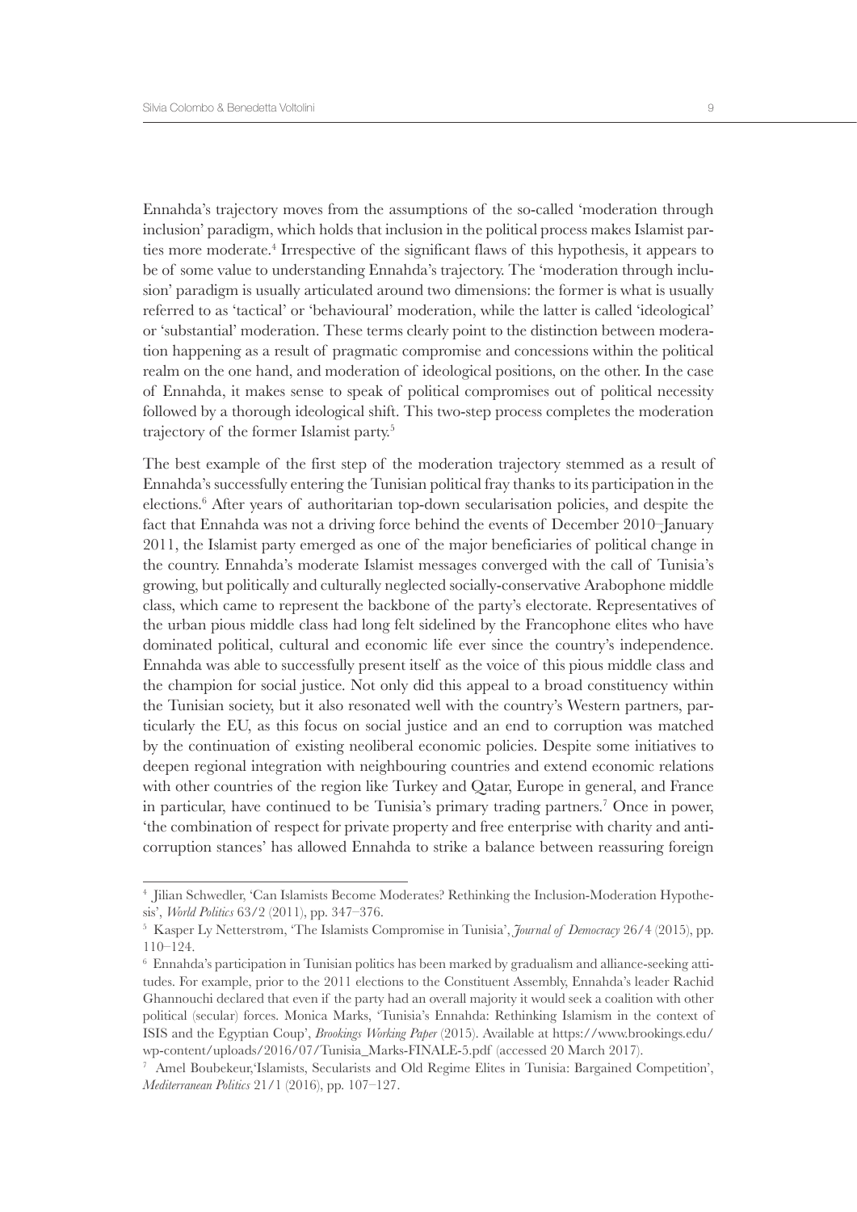Ennahda's trajectory moves from the assumptions of the so-called 'moderation through inclusion' paradigm, which holds that inclusion in the political process makes Islamist parties more moderate.[4] Irrespective of the significant flaws of this hypothesis, it appears to be of some value to understanding Ennahda's trajectory. The 'moderation through inclusion' paradigm is usually articulated around two dimensions: the former is what is usually referred to as 'tactical' or 'behavioural' moderation, while the latter is called 'ideological' or 'substantial' moderation. These terms clearly point to the distinction between moderation happening as a result of pragmatic compromise and concessions within the political realm on the one hand, and moderation of ideological positions, on the other. In the case of Ennahda, it makes sense to speak of political compromises out of political necessity followed by a thorough ideological shift. This two-step process completes the moderation trajectory of the former Islamist party.[5]

The best example of the first step of the moderation trajectory stemmed as a result of Ennahda's successfully entering the Tunisian political fray thanks to its participation in the elections.[6] After years of authoritarian top-down secularisation policies, and despite the fact that Ennahda was not a driving force behind the events of December 2010–January 2011, the Islamist party emerged as one of the major beneficiaries of political change in the country. Ennahda's moderate Islamist messages converged with the call of Tunisia's growing, but politically and culturally neglected socially-conservative Arabophone middle class, which came to represent the backbone of the party's electorate. Representatives of the urban pious middle class had long felt sidelined by the Francophone elites who have dominated political, cultural and economic life ever since the country's independence. Ennahda was able to successfully present itself as the voice of this pious middle class and the champion for social justice. Not only did this appeal to a broad constituency within the Tunisian society, but it also resonated well with the country's Western partners, particularly the EU, as this focus on social justice and an end to corruption was matched by the continuation of existing neoliberal economic policies. Despite some initiatives to deepen regional integration with neighbouring countries and extend economic relations with other countries of the region like Turkey and Qatar, Europe in general, and France in particular, have continued to be Tunisia's primary trading partners.[7] Once in power, 'the combination of respect for private property and free enterprise with charity and anti-corruption stances' has allowed Ennahda to strike a balance between reassuring foreign

---

[4] Jilian Schwedler, 'Can Islamists Become Moderates? Rethinking the Inclusion-Moderation Hypothesis', *World Politics* 63/2 (2011), pp. 347–376.

[5] Kasper Ly Netterstrøm, 'The Islamists Compromise in Tunisia', *Journal of Democracy* 26/4 (2015), pp. 110–124.

[6] Ennahda's participation in Tunisian politics has been marked by gradualism and alliance-seeking attitudes. For example, prior to the 2011 elections to the Constituent Assembly, Ennahda's leader Rachid Ghannouchi declared that even if the party had an overall majority it would seek a coalition with other political (secular) forces. Monica Marks, 'Tunisia's Ennahda: Rethinking Islamism in the context of ISIS and the Egyptian Coup', *Brookings Working Paper* (2015). Available at https://www.brookings.edu/wp-content/uploads/2016/07/Tunisia_Marks-FINALE-5.pdf (accessed 20 March 2017).

[7] Amel Boubekeur,'Islamists, Secularists and Old Regime Elites in Tunisia: Bargained Competition', *Mediterranean Politics* 21/1 (2016), pp. 107–127.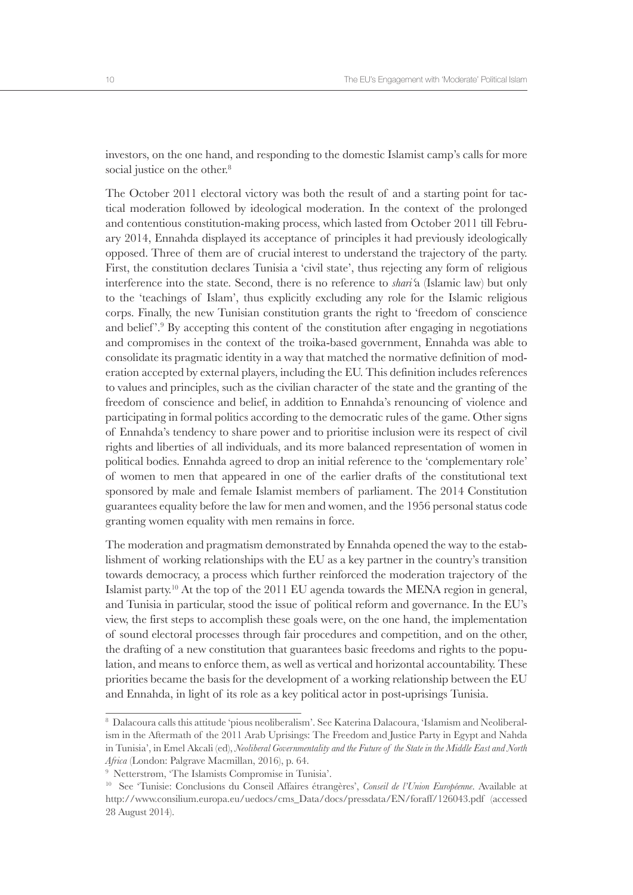investors, on the one hand, and responding to the domestic Islamist camp's calls for more social justice on the other.[8]

The October 2011 electoral victory was both the result of and a starting point for tactical moderation followed by ideological moderation. In the context of the prolonged and contentious constitution-making process, which lasted from October 2011 till February 2014, Ennahda displayed its acceptance of principles it had previously ideologically opposed. Three of them are of crucial interest to understand the trajectory of the party. First, the constitution declares Tunisia a 'civil state', thus rejecting any form of religious interference into the state. Second, there is no reference to *shari'*a (Islamic law) but only to the 'teachings of Islam', thus explicitly excluding any role for the Islamic religious corps. Finally, the new Tunisian constitution grants the right to 'freedom of conscience and belief'.[9] By accepting this content of the constitution after engaging in negotiations and compromises in the context of the troika-based government, Ennahda was able to consolidate its pragmatic identity in a way that matched the normative definition of moderation accepted by external players, including the EU. This definition includes references to values and principles, such as the civilian character of the state and the granting of the freedom of conscience and belief, in addition to Ennahda's renouncing of violence and participating in formal politics according to the democratic rules of the game. Other signs of Ennahda's tendency to share power and to prioritise inclusion were its respect of civil rights and liberties of all individuals, and its more balanced representation of women in political bodies. Ennahda agreed to drop an initial reference to the 'complementary role' of women to men that appeared in one of the earlier drafts of the constitutional text sponsored by male and female Islamist members of parliament. The 2014 Constitution guarantees equality before the law for men and women, and the 1956 personal status code granting women equality with men remains in force.

The moderation and pragmatism demonstrated by Ennahda opened the way to the establishment of working relationships with the EU as a key partner in the country's transition towards democracy, a process which further reinforced the moderation trajectory of the Islamist party.[10] At the top of the 2011 EU agenda towards the MENA region in general, and Tunisia in particular, stood the issue of political reform and governance. In the EU's view, the first steps to accomplish these goals were, on the one hand, the implementation of sound electoral processes through fair procedures and competition, and on the other, the drafting of a new constitution that guarantees basic freedoms and rights to the population, and means to enforce them, as well as vertical and horizontal accountability. These priorities became the basis for the development of a working relationship between the EU and Ennahda, in light of its role as a key political actor in post-uprisings Tunisia.

---

[8] Dalacoura calls this attitude 'pious neoliberalism'. See Katerina Dalacoura, 'Islamism and Neoliberalism in the Aftermath of the 2011 Arab Uprisings: The Freedom and Justice Party in Egypt and Nahda in Tunisia', in Emel Akcali (ed), *Neoliberal Governmentality and the Future of the State in the Middle East and North Africa* (London: Palgrave Macmillan, 2016), p. 64.

[9] Netterstrøm, 'The Islamists Compromise in Tunisia'.

[10] See 'Tunisie: Conclusions du Conseil Affaires étrangères', *Conseil de l'Union Européenne*. Available at http://www.consilium.europa.eu/uedocs/cms_Data/docs/pressdata/EN/foraff/126043.pdf (accessed 28 August 2014).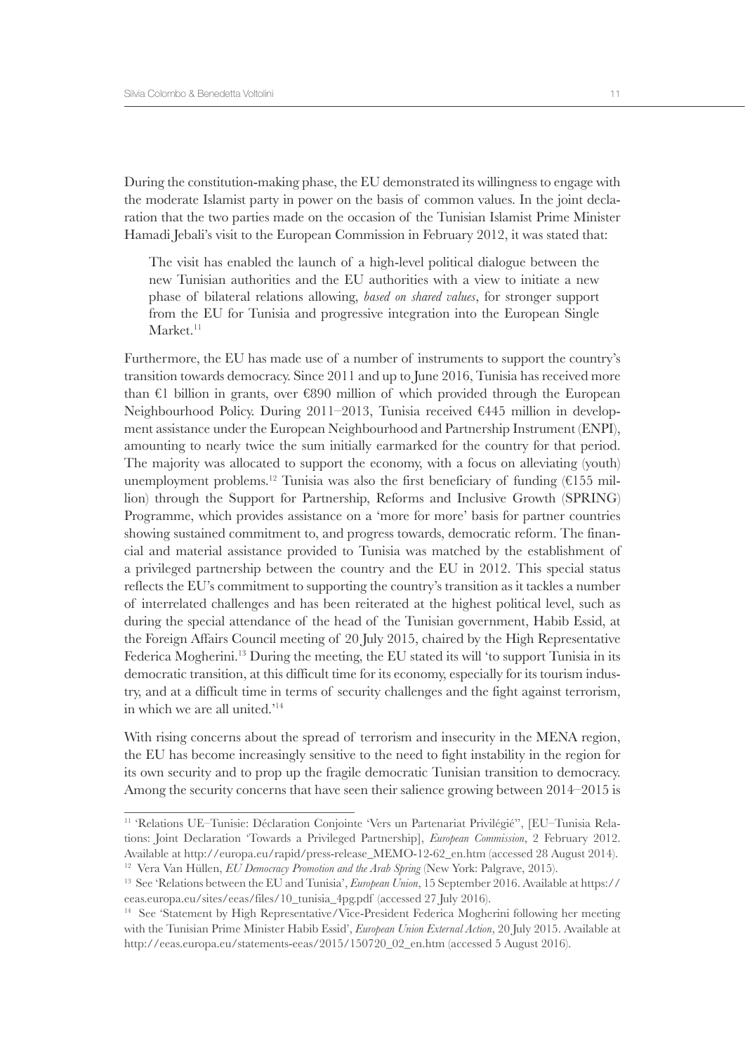During the constitution-making phase, the EU demonstrated its willingness to engage with the moderate Islamist party in power on the basis of common values. In the joint declaration that the two parties made on the occasion of the Tunisian Islamist Prime Minister Hamadi Jebali's visit to the European Commission in February 2012, it was stated that:

> The visit has enabled the launch of a high-level political dialogue between the new Tunisian authorities and the EU authorities with a view to initiate a new phase of bilateral relations allowing, *based on shared values*, for stronger support from the EU for Tunisia and progressive integration into the European Single Market.[11]

Furthermore, the EU has made use of a number of instruments to support the country's transition towards democracy. Since 2011 and up to June 2016, Tunisia has received more than €1 billion in grants, over €890 million of which provided through the European Neighbourhood Policy. During 2011–2013, Tunisia received €445 million in development assistance under the European Neighbourhood and Partnership Instrument (ENPI), amounting to nearly twice the sum initially earmarked for the country for that period. The majority was allocated to support the economy, with a focus on alleviating (youth) unemployment problems.[12] Tunisia was also the first beneficiary of funding (€155 million) through the Support for Partnership, Reforms and Inclusive Growth (SPRING) Programme, which provides assistance on a 'more for more' basis for partner countries showing sustained commitment to, and progress towards, democratic reform. The financial and material assistance provided to Tunisia was matched by the establishment of a privileged partnership between the country and the EU in 2012. This special status reflects the EU's commitment to supporting the country's transition as it tackles a number of interrelated challenges and has been reiterated at the highest political level, such as during the special attendance of the head of the Tunisian government, Habib Essid, at the Foreign Affairs Council meeting of 20 July 2015, chaired by the High Representative Federica Mogherini.[13] During the meeting, the EU stated its will 'to support Tunisia in its democratic transition, at this difficult time for its economy, especially for its tourism industry, and at a difficult time in terms of security challenges and the fight against terrorism, in which we are all united.'[14]

With rising concerns about the spread of terrorism and insecurity in the MENA region, the EU has become increasingly sensitive to the need to fight instability in the region for its own security and to prop up the fragile democratic Tunisian transition to democracy. Among the security concerns that have seen their salience growing between 2014–2015 is

---

[11] 'Relations UE–Tunisie: Déclaration Conjointe 'Vers un Partenariat Privilégié'', [EU–Tunisia Relations: Joint Declaration 'Towards a Privileged Partnership], *European Commission*, 2 February 2012. Available at http://europa.eu/rapid/press-release_MEMO-12-62_en.htm (accessed 28 August 2014).

[12] Vera Van Hüllen, *EU Democracy Promotion and the Arab Spring* (New York: Palgrave, 2015).

[13] See 'Relations between the EU and Tunisia', *European Union*, 15 September 2016. Available at https://eeas.europa.eu/sites/eeas/files/10_tunisia_4pg.pdf (accessed 27 July 2016).

[14] See 'Statement by High Representative/Vice-President Federica Mogherini following her meeting with the Tunisian Prime Minister Habib Essid', *European Union External Action*, 20 July 2015. Available at http://eeas.europa.eu/statements-eeas/2015/150720_02_en.htm (accessed 5 August 2016).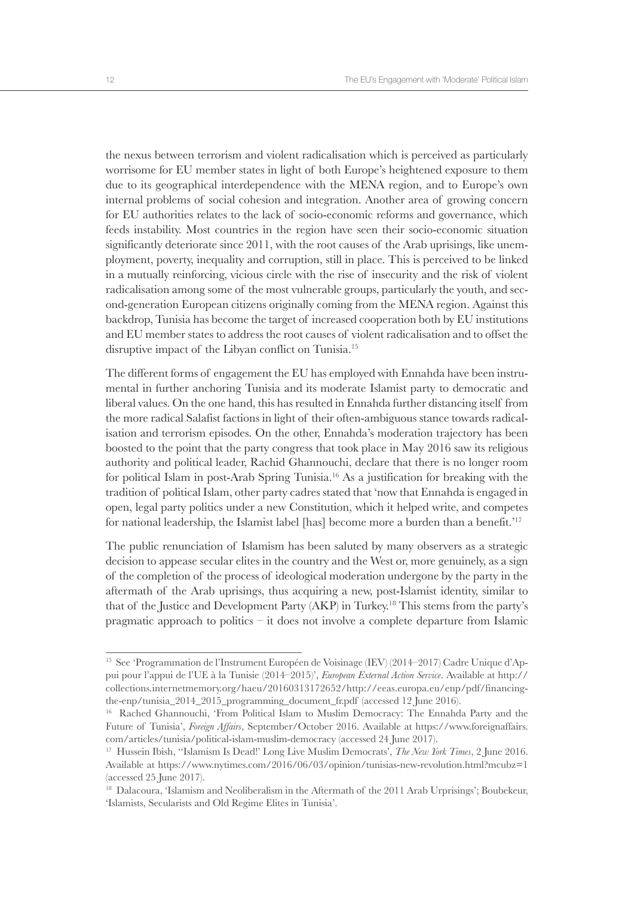the nexus between terrorism and violent radicalisation which is perceived as particularly worrisome for EU member states in light of both Europe's heightened exposure to them due to its geographical interdependence with the MENA region, and to Europe's own internal problems of social cohesion and integration. Another area of growing concern for EU authorities relates to the lack of socio-economic reforms and governance, which feeds instability. Most countries in the region have seen their socio-economic situation significantly deteriorate since 2011, with the root causes of the Arab uprisings, like unemployment, poverty, inequality and corruption, still in place. This is perceived to be linked in a mutually reinforcing, vicious circle with the rise of insecurity and the risk of violent radicalisation among some of the most vulnerable groups, particularly the youth, and second-generation European citizens originally coming from the MENA region. Against this backdrop, Tunisia has become the target of increased cooperation both by EU institutions and EU member states to address the root causes of violent radicalisation and to offset the disruptive impact of the Libyan conflict on Tunisia.[15]

The different forms of engagement the EU has employed with Ennahda have been instrumental in further anchoring Tunisia and its moderate Islamist party to democratic and liberal values. On the one hand, this has resulted in Ennahda further distancing itself from the more radical Salafist factions in light of their often-ambiguous stance towards radicalisation and terrorism episodes. On the other, Ennahda's moderation trajectory has been boosted to the point that the party congress that took place in May 2016 saw its religious authority and political leader, Rachid Ghannouchi, declare that there is no longer room for political Islam in post-Arab Spring Tunisia.[16] As a justification for breaking with the tradition of political Islam, other party cadres stated that 'now that Ennahda is engaged in open, legal party politics under a new Constitution, which it helped write, and competes for national leadership, the Islamist label [has] become more a burden than a benefit.'[17]

The public renunciation of Islamism has been saluted by many observers as a strategic decision to appease secular elites in the country and the West or, more genuinely, as a sign of the completion of the process of ideological moderation undergone by the party in the aftermath of the Arab uprisings, thus acquiring a new, post-Islamist identity, similar to that of the Justice and Development Party (AKP) in Turkey.[18] This stems from the party's pragmatic approach to politics – it does not involve a complete departure from Islamic

---

[15] See 'Programmation de l'Instrument Européen de Voisinage (IEV) (2014–2017) Cadre Unique d'Appui pour l'appui de l'UE à la Tunisie (2014–2015)', *European External Action Service*. Available at http://collections.internetmemory.org/haeu/20160313172652/http://eeas.europa.eu/enp/pdf/financing-the-enp/tunisia_2014_2015_programming_document_fr.pdf (accessed 12 June 2016).

[16] Rached Ghannouchi, 'From Political Islam to Muslim Democracy: The Ennahda Party and the Future of Tunisia', *Foreign Affairs*, September/October 2016. Available at https://www.foreignaffairs.com/articles/tunisia/political-islam-muslim-democracy (accessed 24 June 2017).

[17] Hussein Ibish, ''Islamism Is Dead!' Long Live Muslim Democrats', *The New York Times*, 2 June 2016. Available at https://www.nytimes.com/2016/06/03/opinion/tunisias-new-revolution.html?mcubz=1 (accessed 25 June 2017).

[18] Dalacoura, 'Islamism and Neoliberalism in the Aftermath of the 2011 Arab Urprisings'; Boubekeur, 'Islamists, Secularists and Old Regime Elites in Tunisia'.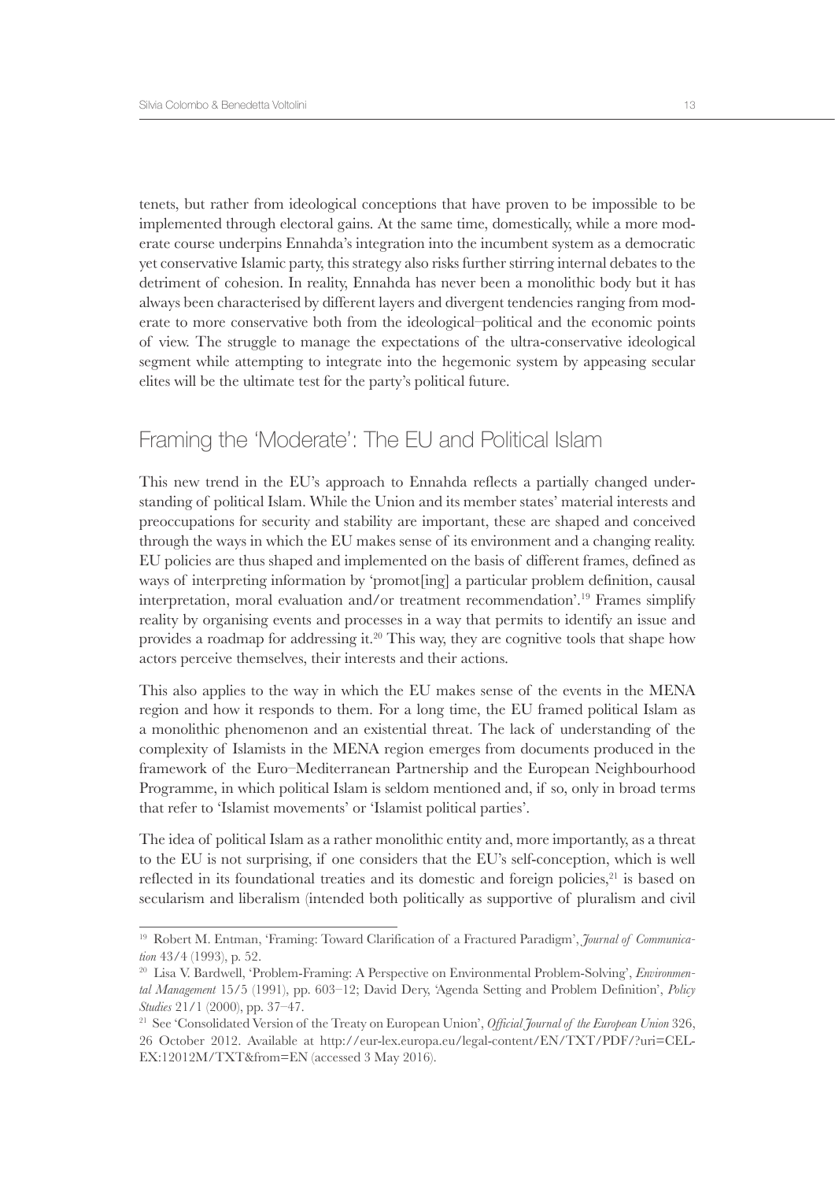tenets, but rather from ideological conceptions that have proven to be impossible to be implemented through electoral gains. At the same time, domestically, while a more moderate course underpins Ennahda's integration into the incumbent system as a democratic yet conservative Islamic party, this strategy also risks further stirring internal debates to the detriment of cohesion. In reality, Ennahda has never been a monolithic body but it has always been characterised by different layers and divergent tendencies ranging from moderate to more conservative both from the ideological–political and the economic points of view. The struggle to manage the expectations of the ultra-conservative ideological segment while attempting to integrate into the hegemonic system by appeasing secular elites will be the ultimate test for the party's political future.

## Framing the 'Moderate': The EU and Political Islam

This new trend in the EU's approach to Ennahda reflects a partially changed understanding of political Islam. While the Union and its member states' material interests and preoccupations for security and stability are important, these are shaped and conceived through the ways in which the EU makes sense of its environment and a changing reality. EU policies are thus shaped and implemented on the basis of different frames, defined as ways of interpreting information by 'promot[ing] a particular problem definition, causal interpretation, moral evaluation and/or treatment recommendation'.[19] Frames simplify reality by organising events and processes in a way that permits to identify an issue and provides a roadmap for addressing it.[20] This way, they are cognitive tools that shape how actors perceive themselves, their interests and their actions.

This also applies to the way in which the EU makes sense of the events in the MENA region and how it responds to them. For a long time, the EU framed political Islam as a monolithic phenomenon and an existential threat. The lack of understanding of the complexity of Islamists in the MENA region emerges from documents produced in the framework of the Euro–Mediterranean Partnership and the European Neighbourhood Programme, in which political Islam is seldom mentioned and, if so, only in broad terms that refer to 'Islamist movements' or 'Islamist political parties'.

The idea of political Islam as a rather monolithic entity and, more importantly, as a threat to the EU is not surprising, if one considers that the EU's self-conception, which is well reflected in its foundational treaties and its domestic and foreign policies,[21] is based on secularism and liberalism (intended both politically as supportive of pluralism and civil

---

[19] Robert M. Entman, 'Framing: Toward Clarification of a Fractured Paradigm', *Journal of Communication* 43/4 (1993), p. 52.

[20] Lisa V. Bardwell, 'Problem-Framing: A Perspective on Environmental Problem-Solving', *Environmental Management* 15/5 (1991), pp. 603–12; David Dery, 'Agenda Setting and Problem Definition', *Policy Studies* 21/1 (2000), pp. 37–47.

[21] See 'Consolidated Version of the Treaty on European Union', *Official Journal of the European Union* 326, 26 October 2012. Available at http://eur-lex.europa.eu/legal-content/EN/TXT/PDF/?uri=CELEX:12012M/TXT&from=EN (accessed 3 May 2016).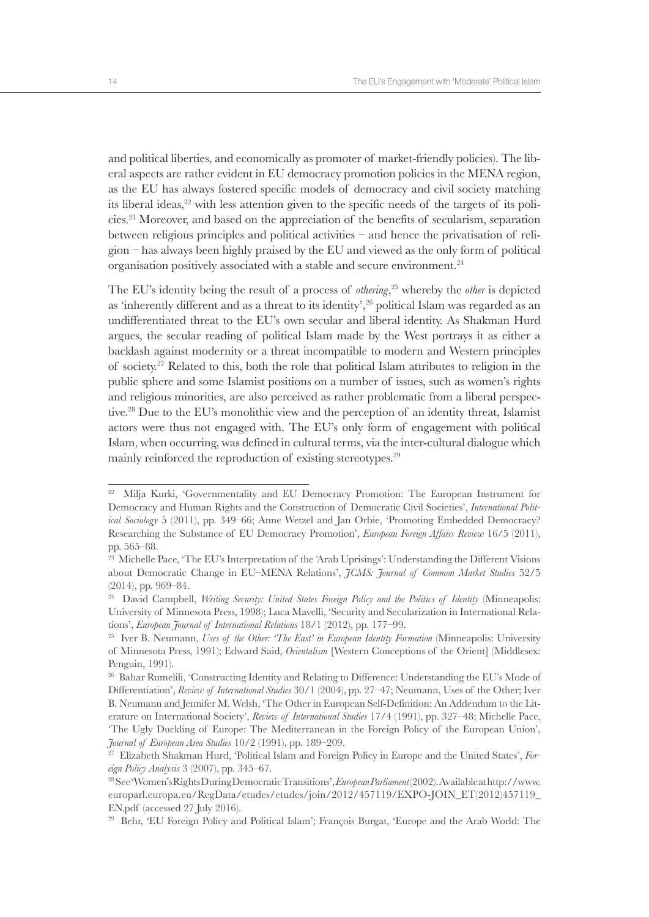and political liberties, and economically as promoter of market-friendly policies). The liberal aspects are rather evident in EU democracy promotion policies in the MENA region, as the EU has always fostered specific models of democracy and civil society matching its liberal ideas,[22] with less attention given to the specific needs of the targets of its policies.[23] Moreover, and based on the appreciation of the benefits of secularism, separation between religious principles and political activities – and hence the privatisation of religion – has always been highly praised by the EU and viewed as the only form of political organisation positively associated with a stable and secure environment.[24]

The EU's identity being the result of a process of *othering*,[25] whereby the *other* is depicted as 'inherently different and as a threat to its identity',[26] political Islam was regarded as an undifferentiated threat to the EU's own secular and liberal identity. As Shakman Hurd argues, the secular reading of political Islam made by the West portrays it as either a backlash against modernity or a threat incompatible to modern and Western principles of society.[27] Related to this, both the role that political Islam attributes to religion in the public sphere and some Islamist positions on a number of issues, such as women's rights and religious minorities, are also perceived as rather problematic from a liberal perspective.[28] Due to the EU's monolithic view and the perception of an identity threat, Islamist actors were thus not engaged with. The EU's only form of engagement with political Islam, when occurring, was defined in cultural terms, via the inter-cultural dialogue which mainly reinforced the reproduction of existing stereotypes.[29]

---

[22] Milja Kurki, 'Governmentality and EU Democracy Promotion: The European Instrument for Democracy and Human Rights and the Construction of Democratic Civil Societies', *International Political Sociology* 5 (2011), pp. 349–66; Anne Wetzel and Jan Orbie, 'Promoting Embedded Democracy? Researching the Substance of EU Democracy Promotion', *European Foreign Affairs Review* 16/5 (2011), pp. 565–88.

[23] Michelle Pace, 'The EU's Interpretation of the 'Arab Uprisings': Understanding the Different Visions about Democratic Change in EU–MENA Relations', *JCMS: Journal of Common Market Studies* 52/5 (2014), pp. 969–84.

[24] David Campbell, *Writing Security: United States Foreign Policy and the Politics of Identity* (Minneapolis: University of Minnesota Press, 1998); Luca Mavelli, 'Security and Secularization in International Relations', *European Journal of International Relations* 18/1 (2012), pp. 177–99.

[25] Iver B. Neumann, *Uses of the Other: 'The East' in European Identity Formation* (Minneapolis: University of Minnesota Press, 1991); Edward Said, *Orientalism* [Western Conceptions of the Orient] (Middlesex: Penguin, 1991).

[26] Bahar Rumelili, 'Constructing Identity and Relating to Difference: Understanding the EU's Mode of Differentiation', *Review of International Studies* 30/1 (2004), pp. 27–47; Neumann, Uses of the Other; Iver B. Neumann and Jennifer M. Welsh, 'The Other in European Self-Definition: An Addendum to the Literature on International Society', *Review of International Studies* 17/4 (1991), pp. 327–48; Michelle Pace, 'The Ugly Duckling of Europe: The Mediterranean in the Foreign Policy of the European Union', *Journal of European Area Studies* 10/2 (1991), pp. 189–209.

[27] Elizabeth Shakman Hurd, 'Political Islam and Foreign Policy in Europe and the United States', *Foreign Policy Analysis* 3 (2007), pp. 345–67.

[28] See 'Women's Rights During Democratic Transitions', *European Parliament* (2002). Available at http://www.europarl.europa.eu/RegData/etudes/etudes/join/2012/457119/EXPO-JOIN_ET(2012)457119_EN.pdf (accessed 27 July 2016).

[29] Behr, 'EU Foreign Policy and Political Islam'; François Burgat, 'Europe and the Arab World: The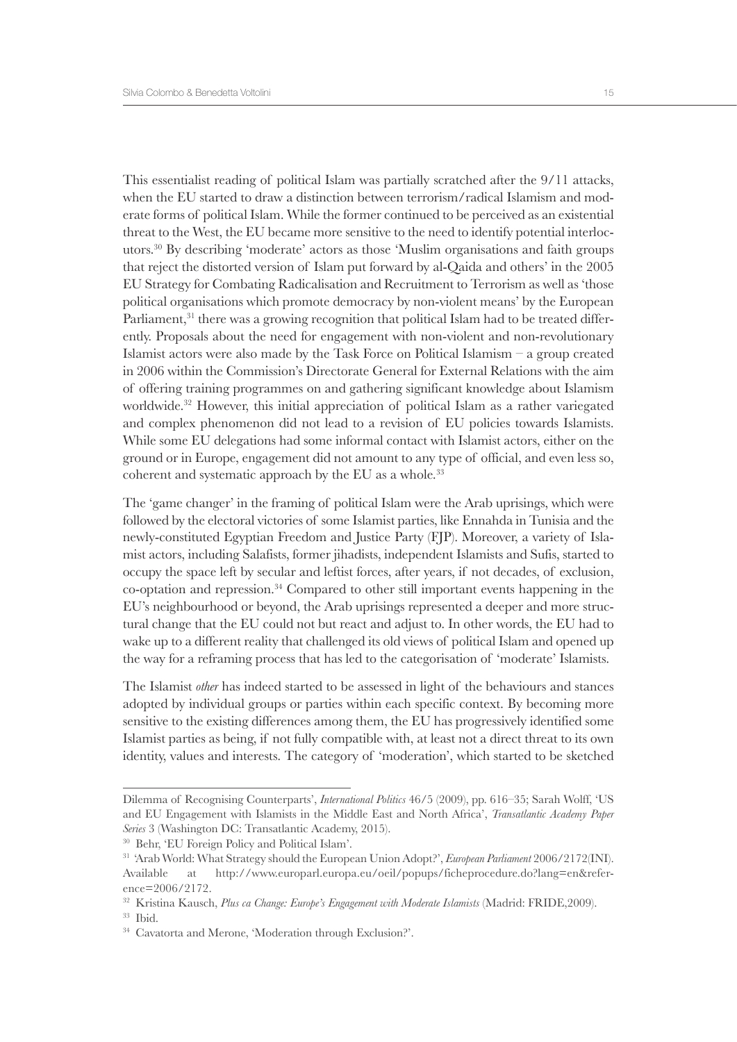This essentialist reading of political Islam was partially scratched after the 9/11 attacks, when the EU started to draw a distinction between terrorism/radical Islamism and moderate forms of political Islam. While the former continued to be perceived as an existential threat to the West, the EU became more sensitive to the need to identify potential interlocutors.[30] By describing 'moderate' actors as those 'Muslim organisations and faith groups that reject the distorted version of Islam put forward by al-Qaida and others' in the 2005 EU Strategy for Combating Radicalisation and Recruitment to Terrorism as well as 'those political organisations which promote democracy by non-violent means' by the European Parliament,[31] there was a growing recognition that political Islam had to be treated differently. Proposals about the need for engagement with non-violent and non-revolutionary Islamist actors were also made by the Task Force on Political Islamism – a group created in 2006 within the Commission's Directorate General for External Relations with the aim of offering training programmes on and gathering significant knowledge about Islamism worldwide.[32] However, this initial appreciation of political Islam as a rather variegated and complex phenomenon did not lead to a revision of EU policies towards Islamists. While some EU delegations had some informal contact with Islamist actors, either on the ground or in Europe, engagement did not amount to any type of official, and even less so, coherent and systematic approach by the EU as a whole.[33]

The 'game changer' in the framing of political Islam were the Arab uprisings, which were followed by the electoral victories of some Islamist parties, like Ennahda in Tunisia and the newly-constituted Egyptian Freedom and Justice Party (FJP). Moreover, a variety of Islamist actors, including Salafists, former jihadists, independent Islamists and Sufis, started to occupy the space left by secular and leftist forces, after years, if not decades, of exclusion, co-optation and repression.[34] Compared to other still important events happening in the EU's neighbourhood or beyond, the Arab uprisings represented a deeper and more structural change that the EU could not but react and adjust to. In other words, the EU had to wake up to a different reality that challenged its old views of political Islam and opened up the way for a reframing process that has led to the categorisation of 'moderate' Islamists.

The Islamist *other* has indeed started to be assessed in light of the behaviours and stances adopted by individual groups or parties within each specific context. By becoming more sensitive to the existing differences among them, the EU has progressively identified some Islamist parties as being, if not fully compatible with, at least not a direct threat to its own identity, values and interests. The category of 'moderation', which started to be sketched

---

Dilemma of Recognising Counterparts', *International Politics* 46/5 (2009), pp. 616–35; Sarah Wolff, 'US and EU Engagement with Islamists in the Middle East and North Africa', *Transatlantic Academy Paper Series* 3 (Washington DC: Transatlantic Academy, 2015).

[30] Behr, 'EU Foreign Policy and Political Islam'.

[31] 'Arab World: What Strategy should the European Union Adopt?', *European Parliament* 2006/2172(INI). Available at http://www.europarl.europa.eu/oeil/popups/ficheprocedure.do?lang=en&reference=2006/2172.

[32] Kristina Kausch, *Plus ca Change: Europe's Engagement with Moderate Islamists* (Madrid: FRIDE,2009).

[33] Ibid.

[34] Cavatorta and Merone, 'Moderation through Exclusion?'.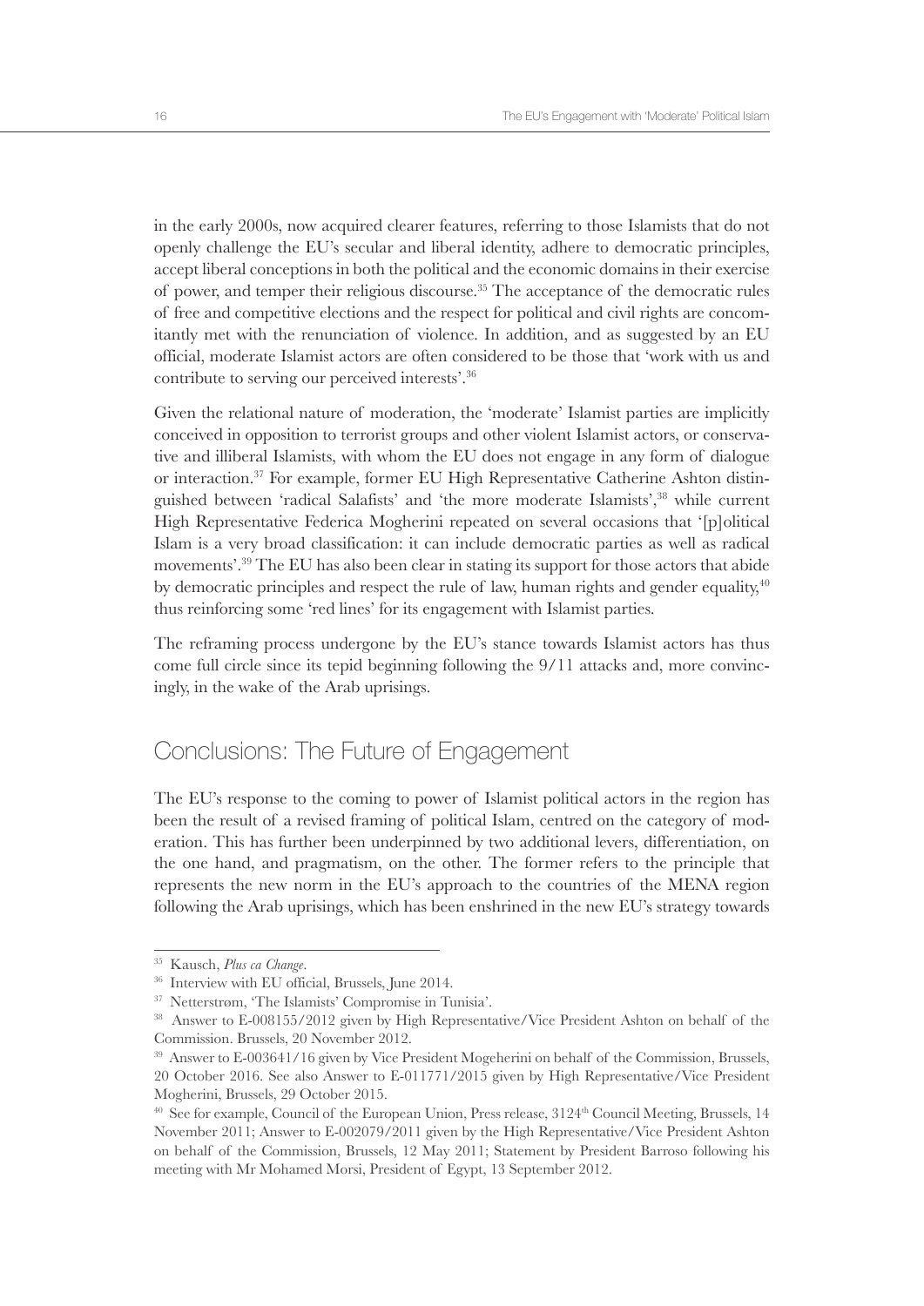in the early 2000s, now acquired clearer features, referring to those Islamists that do not openly challenge the EU's secular and liberal identity, adhere to democratic principles, accept liberal conceptions in both the political and the economic domains in their exercise of power, and temper their religious discourse.[35] The acceptance of the democratic rules of free and competitive elections and the respect for political and civil rights are concomitantly met with the renunciation of violence. In addition, and as suggested by an EU official, moderate Islamist actors are often considered to be those that 'work with us and contribute to serving our perceived interests'.[36]

Given the relational nature of moderation, the 'moderate' Islamist parties are implicitly conceived in opposition to terrorist groups and other violent Islamist actors, or conservative and illiberal Islamists, with whom the EU does not engage in any form of dialogue or interaction.[37] For example, former EU High Representative Catherine Ashton distinguished between 'radical Salafists' and 'the more moderate Islamists',[38] while current High Representative Federica Mogherini repeated on several occasions that '[p]olitical Islam is a very broad classification: it can include democratic parties as well as radical movements'.[39] The EU has also been clear in stating its support for those actors that abide by democratic principles and respect the rule of law, human rights and gender equality,[40] thus reinforcing some 'red lines' for its engagement with Islamist parties.

The reframing process undergone by the EU's stance towards Islamist actors has thus come full circle since its tepid beginning following the 9/11 attacks and, more convincingly, in the wake of the Arab uprisings.

## Conclusions: The Future of Engagement

The EU's response to the coming to power of Islamist political actors in the region has been the result of a revised framing of political Islam, centred on the category of moderation. This has further been underpinned by two additional levers, differentiation, on the one hand, and pragmatism, on the other. The former refers to the principle that represents the new norm in the EU's approach to the countries of the MENA region following the Arab uprisings, which has been enshrined in the new EU's strategy towards

---

[35] Kausch, *Plus ca Change*.

[36] Interview with EU official, Brussels, June 2014.

[37] Netterstrøm, 'The Islamists' Compromise in Tunisia'.

[38] Answer to E-008155/2012 given by High Representative/Vice President Ashton on behalf of the Commission. Brussels, 20 November 2012.

[39] Answer to E-003641/16 given by Vice President Mogeherini on behalf of the Commission, Brussels, 20 October 2016. See also Answer to E-011771/2015 given by High Representative/Vice President Mogherini, Brussels, 29 October 2015.

[40] See for example, Council of the European Union, Press release, 3124th Council Meeting, Brussels, 14 November 2011; Answer to E-002079/2011 given by the High Representative/Vice President Ashton on behalf of the Commission, Brussels, 12 May 2011; Statement by President Barroso following his meeting with Mr Mohamed Morsi, President of Egypt, 13 September 2012.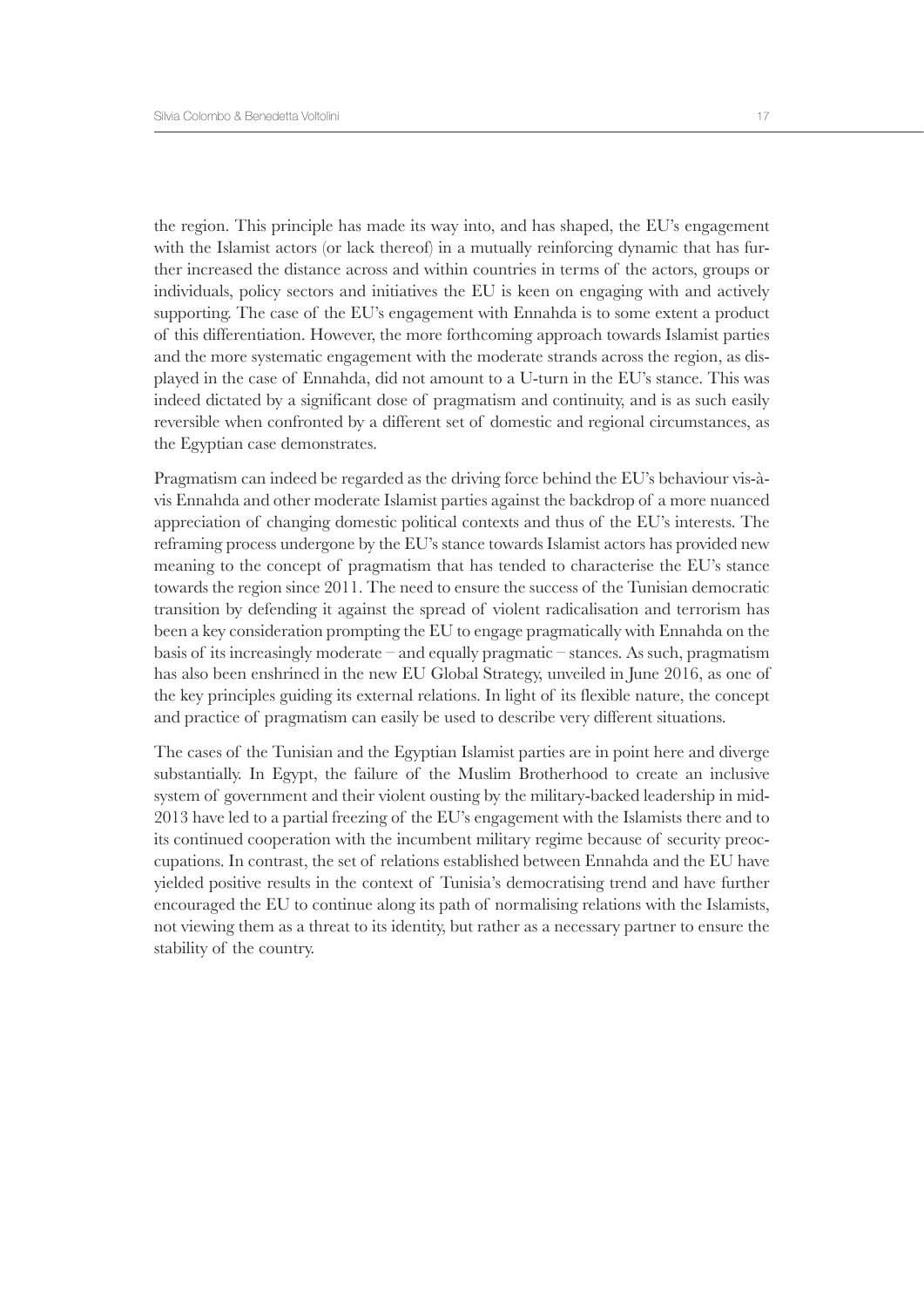the region. This principle has made its way into, and has shaped, the EU's engagement with the Islamist actors (or lack thereof) in a mutually reinforcing dynamic that has further increased the distance across and within countries in terms of the actors, groups or individuals, policy sectors and initiatives the EU is keen on engaging with and actively supporting. The case of the EU's engagement with Ennahda is to some extent a product of this differentiation. However, the more forthcoming approach towards Islamist parties and the more systematic engagement with the moderate strands across the region, as displayed in the case of Ennahda, did not amount to a U-turn in the EU's stance. This was indeed dictated by a significant dose of pragmatism and continuity, and is as such easily reversible when confronted by a different set of domestic and regional circumstances, as the Egyptian case demonstrates.

Pragmatism can indeed be regarded as the driving force behind the EU's behaviour vis-à-vis Ennahda and other moderate Islamist parties against the backdrop of a more nuanced appreciation of changing domestic political contexts and thus of the EU's interests. The reframing process undergone by the EU's stance towards Islamist actors has provided new meaning to the concept of pragmatism that has tended to characterise the EU's stance towards the region since 2011. The need to ensure the success of the Tunisian democratic transition by defending it against the spread of violent radicalisation and terrorism has been a key consideration prompting the EU to engage pragmatically with Ennahda on the basis of its increasingly moderate – and equally pragmatic – stances. As such, pragmatism has also been enshrined in the new EU Global Strategy, unveiled in June 2016, as one of the key principles guiding its external relations. In light of its flexible nature, the concept and practice of pragmatism can easily be used to describe very different situations.

The cases of the Tunisian and the Egyptian Islamist parties are in point here and diverge substantially. In Egypt, the failure of the Muslim Brotherhood to create an inclusive system of government and their violent ousting by the military-backed leadership in mid-2013 have led to a partial freezing of the EU's engagement with the Islamists there and to its continued cooperation with the incumbent military regime because of security preoccupations. In contrast, the set of relations established between Ennahda and the EU have yielded positive results in the context of Tunisia's democratising trend and have further encouraged the EU to continue along its path of normalising relations with the Islamists, not viewing them as a threat to its identity, but rather as a necessary partner to ensure the stability of the country.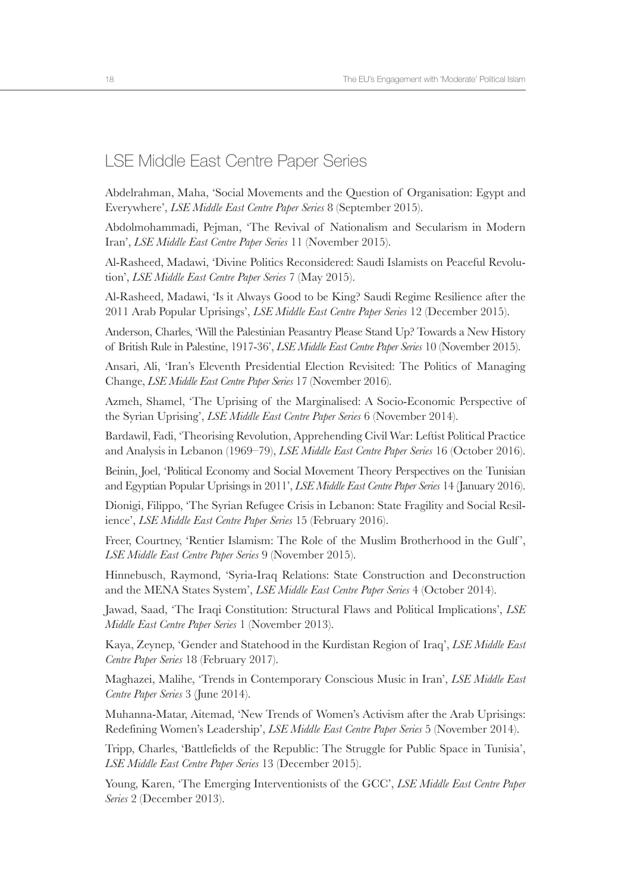## LSE Middle East Centre Paper Series

Abdelrahman, Maha, 'Social Movements and the Question of Organisation: Egypt and Everywhere', *LSE Middle East Centre Paper Series* 8 (September 2015).

Abdolmohammadi, Pejman, 'The Revival of Nationalism and Secularism in Modern Iran', *LSE Middle East Centre Paper Series* 11 (November 2015).

Al-Rasheed, Madawi, 'Divine Politics Reconsidered: Saudi Islamists on Peaceful Revolution', *LSE Middle East Centre Paper Series* 7 (May 2015).

Al-Rasheed, Madawi, 'Is it Always Good to be King? Saudi Regime Resilience after the 2011 Arab Popular Uprisings', *LSE Middle East Centre Paper Series* 12 (December 2015).

Anderson, Charles, 'Will the Palestinian Peasantry Please Stand Up? Towards a New History of British Rule in Palestine, 1917-36', *LSE Middle East Centre Paper Series* 10 (November 2015).

Ansari, Ali, 'Iran's Eleventh Presidential Election Revisited: The Politics of Managing Change, *LSE Middle East Centre Paper Series* 17 (November 2016).

Azmeh, Shamel, 'The Uprising of the Marginalised: A Socio-Economic Perspective of the Syrian Uprising', *LSE Middle East Centre Paper Series* 6 (November 2014).

Bardawil, Fadi, 'Theorising Revolution, Apprehending Civil War: Leftist Political Practice and Analysis in Lebanon (1969–79), *LSE Middle East Centre Paper Series* 16 (October 2016).

Beinin, Joel, 'Political Economy and Social Movement Theory Perspectives on the Tunisian and Egyptian Popular Uprisings in 2011', *LSE Middle East Centre Paper Series* 14 (January 2016).

Dionigi, Filippo, 'The Syrian Refugee Crisis in Lebanon: State Fragility and Social Resilience', *LSE Middle East Centre Paper Series* 15 (February 2016).

Freer, Courtney, 'Rentier Islamism: The Role of the Muslim Brotherhood in the Gulf', *LSE Middle East Centre Paper Series* 9 (November 2015).

Hinnebusch, Raymond, 'Syria-Iraq Relations: State Construction and Deconstruction and the MENA States System', *LSE Middle East Centre Paper Series* 4 (October 2014).

Jawad, Saad, 'The Iraqi Constitution: Structural Flaws and Political Implications', *LSE Middle East Centre Paper Series* 1 (November 2013).

Kaya, Zeynep, 'Gender and Statehood in the Kurdistan Region of Iraq', *LSE Middle East Centre Paper Series* 18 (February 2017).

Maghazei, Malihe, 'Trends in Contemporary Conscious Music in Iran', *LSE Middle East Centre Paper Series* 3 (June 2014).

Muhanna-Matar, Aitemad, 'New Trends of Women's Activism after the Arab Uprisings: Redefining Women's Leadership', *LSE Middle East Centre Paper Series* 5 (November 2014).

Tripp, Charles, 'Battlefields of the Republic: The Struggle for Public Space in Tunisia', *LSE Middle East Centre Paper Series* 13 (December 2015).

Young, Karen, 'The Emerging Interventionists of the GCC', *LSE Middle East Centre Paper Series* 2 (December 2013).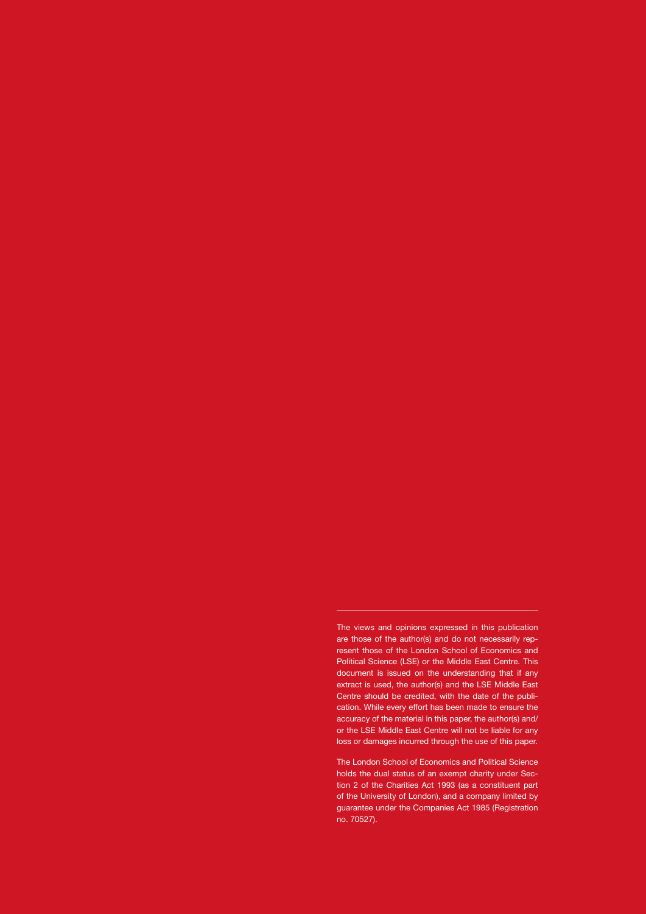The views and opinions expressed in this publication are those of the author(s) and do not necessarily represent those of the London School of Economics and Political Science (LSE) or the Middle East Centre. This document is issued on the understanding that if any extract is used, the author(s) and the LSE Middle East Centre should be credited, with the date of the publication. While every effort has been made to ensure the accuracy of the material in this paper, the author(s) and/or the LSE Middle East Centre will not be liable for any loss or damages incurred through the use of this paper.

The London School of Economics and Political Science holds the dual status of an exempt charity under Section 2 of the Charities Act 1993 (as a constituent part of the University of London), and a company limited by guarantee under the Companies Act 1985 (Registration no. 70527).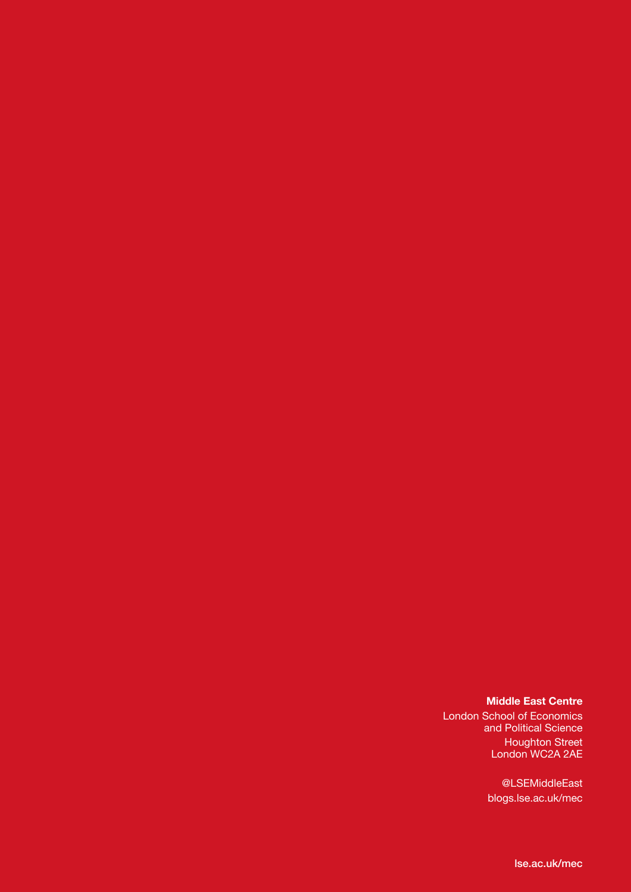**Middle East Centre**

London School of Economics
and Political Science
Houghton Street
London WC2A 2AE

@LSEMiddleEast
blogs.lse.ac.uk/mec

**lse.ac.uk/mec**